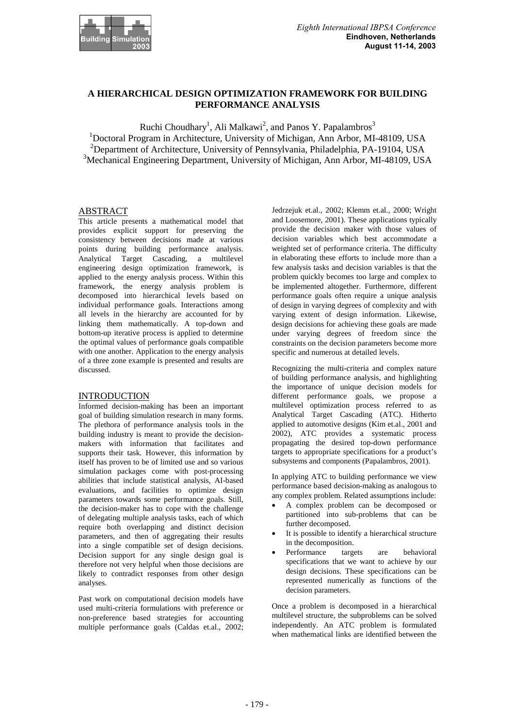# A HIERARCHICAL DESIGN OPTIMIZATION FRAMEWORK FOR BUILDING PERFORMANCE ANALYSIS

Ruchi Choudhary[1], Ali Malkawi[2], and Panos Y. Papalambros[3]

[1]Doctoral Program in Architecture, University of Michigan, Ann Arbor, MI-48109, USA
[2]Department of Architecture, University of Pennsylvania, Philadelphia, PA-19104, USA
[3]Mechanical Engineering Department, University of Michigan, Ann Arbor, MI-48109, USA

## ABSTRACT

This article presents a mathematical model that provides explicit support for preserving the consistency between decisions made at various points during building performance analysis. Analytical Target Cascading, a multilevel engineering design optimization framework, is applied to the energy analysis process. Within this framework, the energy analysis problem is decomposed into hierarchical levels based on individual performance goals. Interactions among all levels in the hierarchy are accounted for by linking them mathematically. A top-down and bottom-up iterative process is applied to determine the optimal values of performance goals compatible with one another. Application to the energy analysis of a three zone example is presented and results are discussed.

## INTRODUCTION

Informed decision-making has been an important goal of building simulation research in many forms. The plethora of performance analysis tools in the building industry is meant to provide the decision-makers with information that facilitates and supports their task. However, this information by itself has proven to be of limited use and so various simulation packages come with post-processing abilities that include statistical analysis, AI-based evaluations, and facilities to optimize design parameters towards some performance goals. Still, the decision-maker has to cope with the challenge of delegating multiple analysis tasks, each of which require both overlapping and distinct decision parameters, and then of aggregating their results into a single compatible set of design decisions. Decision support for any single design goal is therefore not very helpful when those decisions are likely to contradict responses from other design analyses.

Past work on computational decision models have used multi-criteria formulations with preference or non-preference based strategies for accounting multiple performance goals (Caldas et.al., 2002; Jedrzejuk et.al., 2002; Klemm et.al., 2000; Wright and Loosemore, 2001). These applications typically provide the decision maker with those values of decision variables which best accommodate a weighted set of performance criteria. The difficulty in elaborating these efforts to include more than a few analysis tasks and decision variables is that the problem quickly becomes too large and complex to be implemented altogether. Furthermore, different performance goals often require a unique analysis of design in varying degrees of complexity and with varying extent of design information. Likewise, design decisions for achieving these goals are made under varying degrees of freedom since the constraints on the decision parameters become more specific and numerous at detailed levels.

Recognizing the multi-criteria and complex nature of building performance analysis, and highlighting the importance of unique decision models for different performance goals, we propose a multilevel optimization process referred to as Analytical Target Cascading (ATC). Hitherto applied to automotive designs (Kim et.al., 2001 and 2002), ATC provides a systematic process propagating the desired top-down performance targets to appropriate specifications for a product's subsystems and components (Papalambros, 2001).

In applying ATC to building performance we view performance based decision-making as analogous to any complex problem. Related assumptions include:

- A complex problem can be decomposed or partitioned into sub-problems that can be further decomposed.
- It is possible to identify a hierarchical structure in the decomposition.
- Performance targets are behavioral specifications that we want to achieve by our design decisions. These specifications can be represented numerically as functions of the decision parameters.

Once a problem is decomposed in a hierarchical multilevel structure, the subproblems can be solved independently. An ATC problem is formulated when mathematical links are identified between the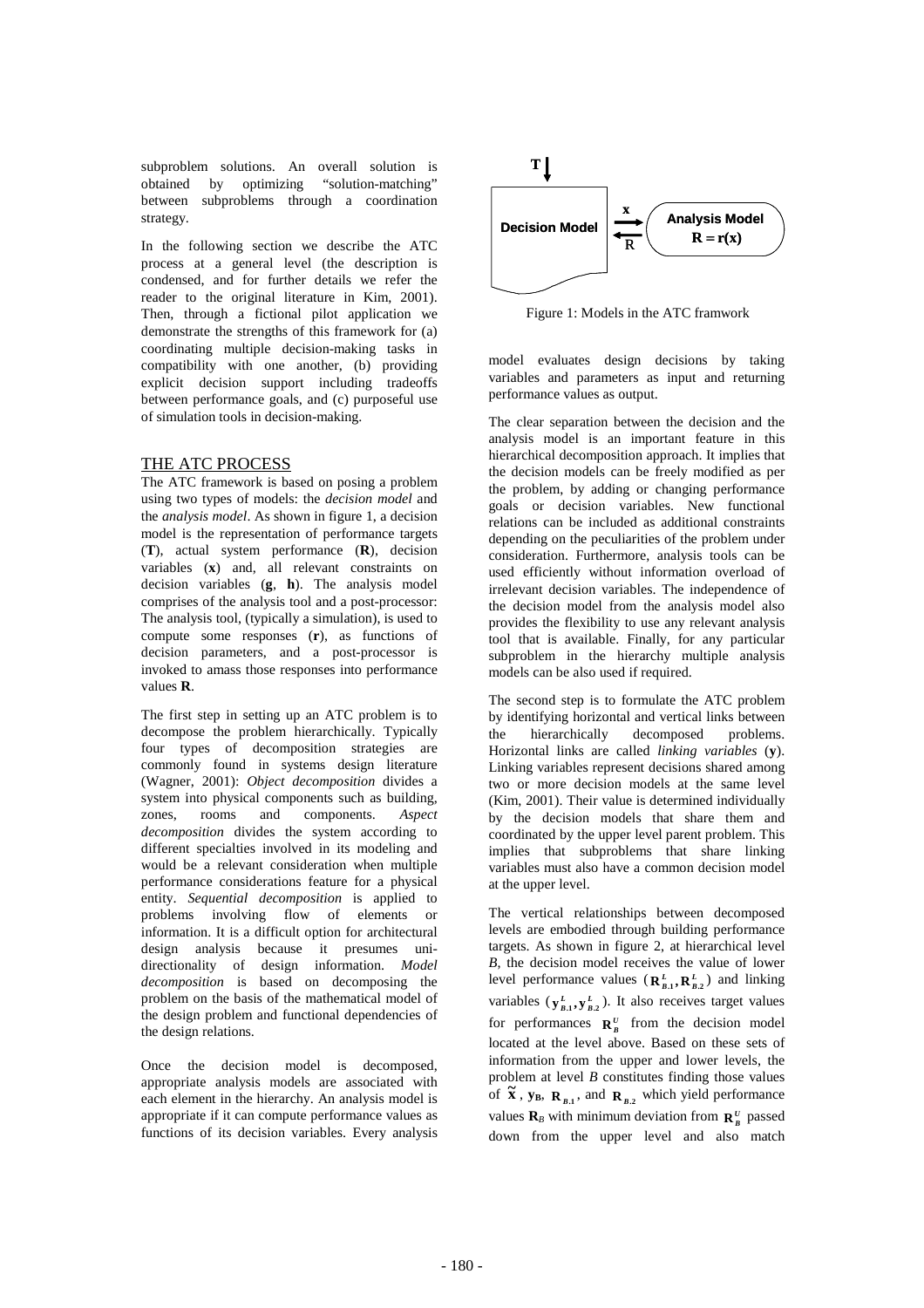subproblem solutions. An overall solution is obtained by optimizing "solution-matching" between subproblems through a coordination strategy.

In the following section we describe the ATC process at a general level (the description is condensed, and for further details we refer the reader to the original literature in Kim, 2001). Then, through a fictional pilot application we demonstrate the strengths of this framework for (a) coordinating multiple decision-making tasks in compatibility with one another, (b) providing explicit decision support including tradeoffs between performance goals, and (c) purposeful use of simulation tools in decision-making.

## THE ATC PROCESS

The ATC framework is based on posing a problem using two types of models: the *decision model* and the *analysis model*. As shown in figure 1, a decision model is the representation of performance targets (**T**), actual system performance (**R**), decision variables (**x**) and, all relevant constraints on decision variables (**g**, **h**). The analysis model comprises of the analysis tool and a post-processor: The analysis tool, (typically a simulation), is used to compute some responses (**r**), as functions of decision parameters, and a post-processor is invoked to amass those responses into performance values **R**.

The first step in setting up an ATC problem is to decompose the problem hierarchically. Typically four types of decomposition strategies are commonly found in systems design literature (Wagner, 2001): *Object decomposition* divides a system into physical components such as building, zones, rooms and components. *Aspect decomposition* divides the system according to different specialties involved in its modeling and would be a relevant consideration when multiple performance considerations feature for a physical entity. *Sequential decomposition* is applied to problems involving flow of elements or information. It is a difficult option for architectural design analysis because it presumes uni-directionality of design information. *Model decomposition* is based on decomposing the problem on the basis of the mathematical model of the design problem and functional dependencies of the design relations.

Once the decision model is decomposed, appropriate analysis models are associated with each element in the hierarchy. An analysis model is appropriate if it can compute performance values as functions of its decision variables. Every analysis model evaluates design decisions by taking variables and parameters as input and returning performance values as output.

**T**

Decision Model — **x** → Analysis Model $\mathbf{R} = \mathbf{r}(\mathbf{x})$ — **R** →

Figure 1: Models in the ATC framwork

The clear separation between the decision and the analysis model is an important feature in this hierarchical decomposition approach. It implies that the decision models can be freely modified as per the problem, by adding or changing performance goals or decision variables. New functional relations can be included as additional constraints depending on the peculiarities of the problem under consideration. Furthermore, analysis tools can be used efficiently without information overload of irrelevant decision variables. The independence of the decision model from the analysis model also provides the flexibility to use any relevant analysis tool that is available. Finally, for any particular subproblem in the hierarchy multiple analysis models can be also used if required.

The second step is to formulate the ATC problem by identifying horizontal and vertical links between the hierarchically decomposed problems. Horizontal links are called *linking variables* (**y**). Linking variables represent decisions shared among two or more decision models at the same level (Kim, 2001). Their value is determined individually by the decision models that share them and coordinated by the upper level parent problem. This implies that subproblems that share linking variables must also have a common decision model at the upper level.

The vertical relationships between decomposed levels are embodied through building performance targets. As shown in figure 2, at hierarchical level *B*, the decision model receives the value of lower level performance values ($\mathbf{R}^L_{B.1}, \mathbf{R}^L_{B.2}$) and linking variables ($\mathbf{y}^L_{B.1}, \mathbf{y}^L_{B.2}$). It also receives target values for performances $\mathbf{R}^U_B$ from the decision model located at the level above. Based on these sets of information from the upper and lower levels, the problem at level *B* constitutes finding those values of $\tilde{\mathbf{x}}$, $\mathbf{y}_B$, $\mathbf{R}_{B.1}$, and $\mathbf{R}_{B.2}$ which yield performance values $\mathbf{R}_B$ with minimum deviation from $\mathbf{R}^U_B$ passed down from the upper level and also match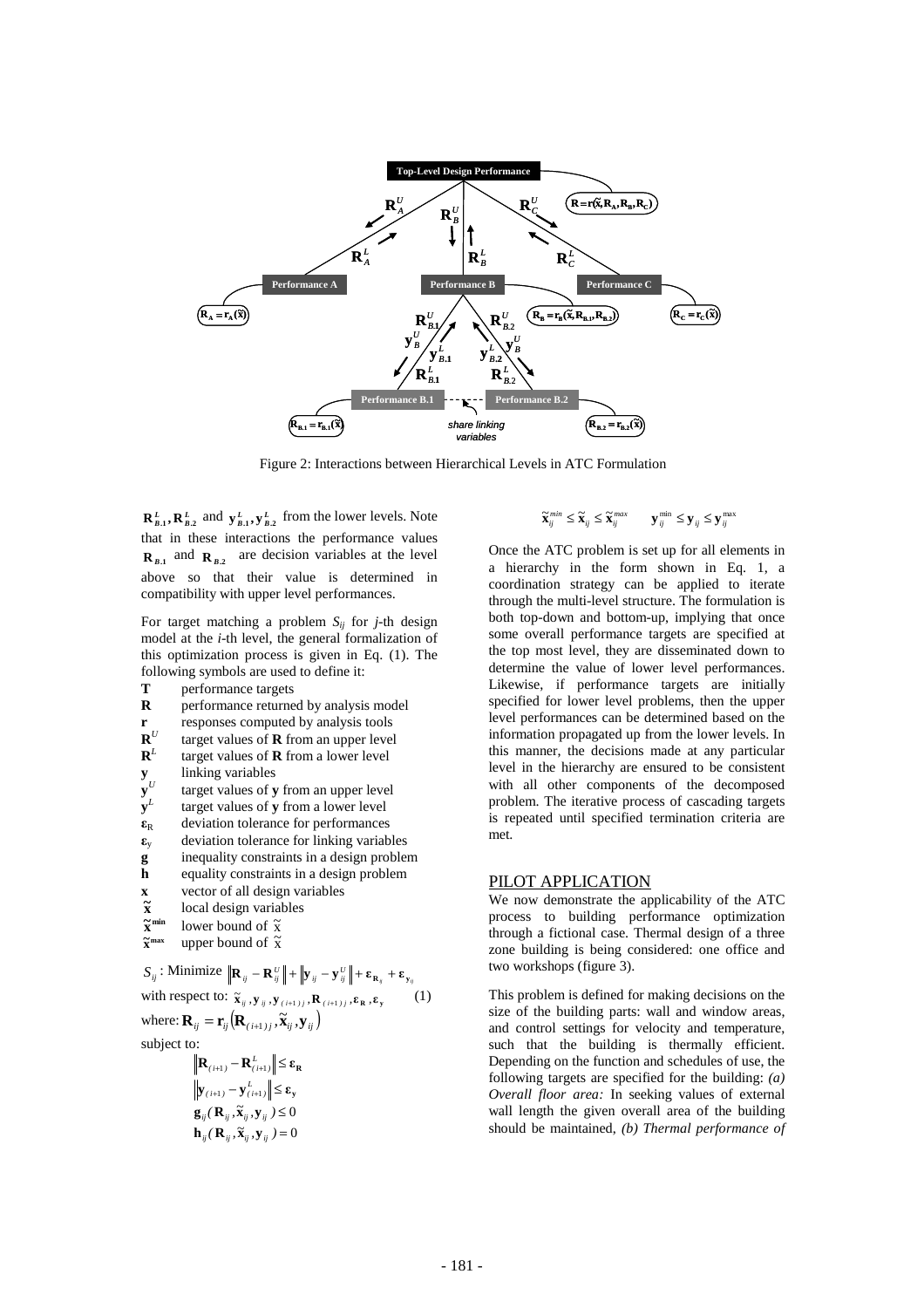Figure 2: Interactions between Hierarchical Levels in ATC Formulation

$\mathbf{R}^L_{B.1}, \mathbf{R}^L_{B.2}$ and $\mathbf{y}^L_{B.1}, \mathbf{y}^L_{B.2}$ from the lower levels. Note that in these interactions the performance values $\mathbf{R}_{B.1}$ and $\mathbf{R}_{B.2}$ are decision variables at the level above so that their value is determined in compatibility with upper level performances.

For target matching a problem $S_{ij}$ for *j*-th design model at the *i*-th level, the general formalization of this optimization process is given in Eq. (1). The following symbols are used to define it:

- **T** performance targets
- **R** performance returned by analysis model
- **r** responses computed by analysis tools
- $\mathbf{R}^U$ target values of **R** from an upper level
- $\mathbf{R}^L$ target values of **R** from a lower level
- **y** linking variables
- $\mathbf{y}^U$ target values of **y** from an upper level
- $\mathbf{y}^L$ target values of **y** from a lower level
- $\boldsymbol{\varepsilon}_R$ deviation tolerance for performances
- $\boldsymbol{\varepsilon}_y$ deviation tolerance for linking variables
- **g** inequality constraints in a design problem
- **h** equality constraints in a design problem
- **x** vector of all design variables
- $\tilde{\mathbf{x}}$ local design variables
- $\tilde{\mathbf{x}}^{\mathbf{min}}$ lower bound of $\tilde{x}$
- $\tilde{\mathbf{x}}^{\mathbf{max}}$ upper bound of $\tilde{x}$

$$S_{ij}: \text{Minimize } \left\|\mathbf{R}_{ij} - \mathbf{R}^U_{ij}\right\| + \left\|\mathbf{y}_{ij} - \mathbf{y}^U_{ij}\right\| + \boldsymbol{\varepsilon}_{\mathbf{R}_{ij}} + \boldsymbol{\varepsilon}_{\mathbf{y}_{ij}}$$

$$\text{with respect to: } \tilde{\mathbf{x}}_{ij}, \mathbf{y}_{ij}, \mathbf{y}_{(i+1)j}, \mathbf{R}_{(i+1)j}, \boldsymbol{\varepsilon}_{\mathbf{R}}, \boldsymbol{\varepsilon}_{\mathbf{y}} \qquad (1)$$

$$\text{where: } \mathbf{R}_{ij} = \mathbf{r}_{ij}\left(\mathbf{R}_{(i+1)j}, \tilde{\mathbf{x}}_{ij}, \mathbf{y}_{ij}\right)$$

subject to:

$$\left\|\mathbf{R}_{(i+1)} - \mathbf{R}^L_{(i+1)}\right\| \le \boldsymbol{\varepsilon}_{\mathbf{R}}$$

$$\left\|\mathbf{y}_{(i+1)} - \mathbf{y}^L_{(i+1)}\right\| \le \boldsymbol{\varepsilon}_{\mathbf{y}}$$

$$\mathbf{g}_{ij}(\mathbf{R}_{ij}, \tilde{\mathbf{x}}_{ij}, \mathbf{y}_{ij}) \le 0$$

$$\mathbf{h}_{ij}(\mathbf{R}_{ij}, \tilde{\mathbf{x}}_{ij}, \mathbf{y}_{ij}) = 0$$

$$\tilde{\mathbf{x}}^{min}_{ij} \le \tilde{\mathbf{x}}_{ij} \le \tilde{\mathbf{x}}^{max}_{ij} \qquad \mathbf{y}^{\min}_{ij} \le \mathbf{y}_{ij} \le \mathbf{y}^{\max}_{ij}$$

Once the ATC problem is set up for all elements in a hierarchy in the form shown in Eq. 1, a coordination strategy can be applied to iterate through the multi-level structure. The formulation is both top-down and bottom-up, implying that once some overall performance targets are specified at the top most level, they are disseminated down to determine the value of lower level performances. Likewise, if performance targets are initially specified for lower level problems, then the upper level performances can be determined based on the information propagated up from the lower levels. In this manner, the decisions made at any particular level in the hierarchy are ensured to be consistent with all other components of the decomposed problem. The iterative process of cascading targets is repeated until specified termination criteria are met.

## PILOT APPLICATION

We now demonstrate the applicability of the ATC process to building performance optimization through a fictional case. Thermal design of a three zone building is being considered: one office and two workshops (figure 3).

This problem is defined for making decisions on the size of the building parts: wall and window areas, and control settings for velocity and temperature, such that the building is thermally efficient. Depending on the function and schedules of use, the following targets are specified for the building: *(a) Overall floor area:* In seeking values of external wall length the given overall area of the building should be maintained, *(b) Thermal performance of*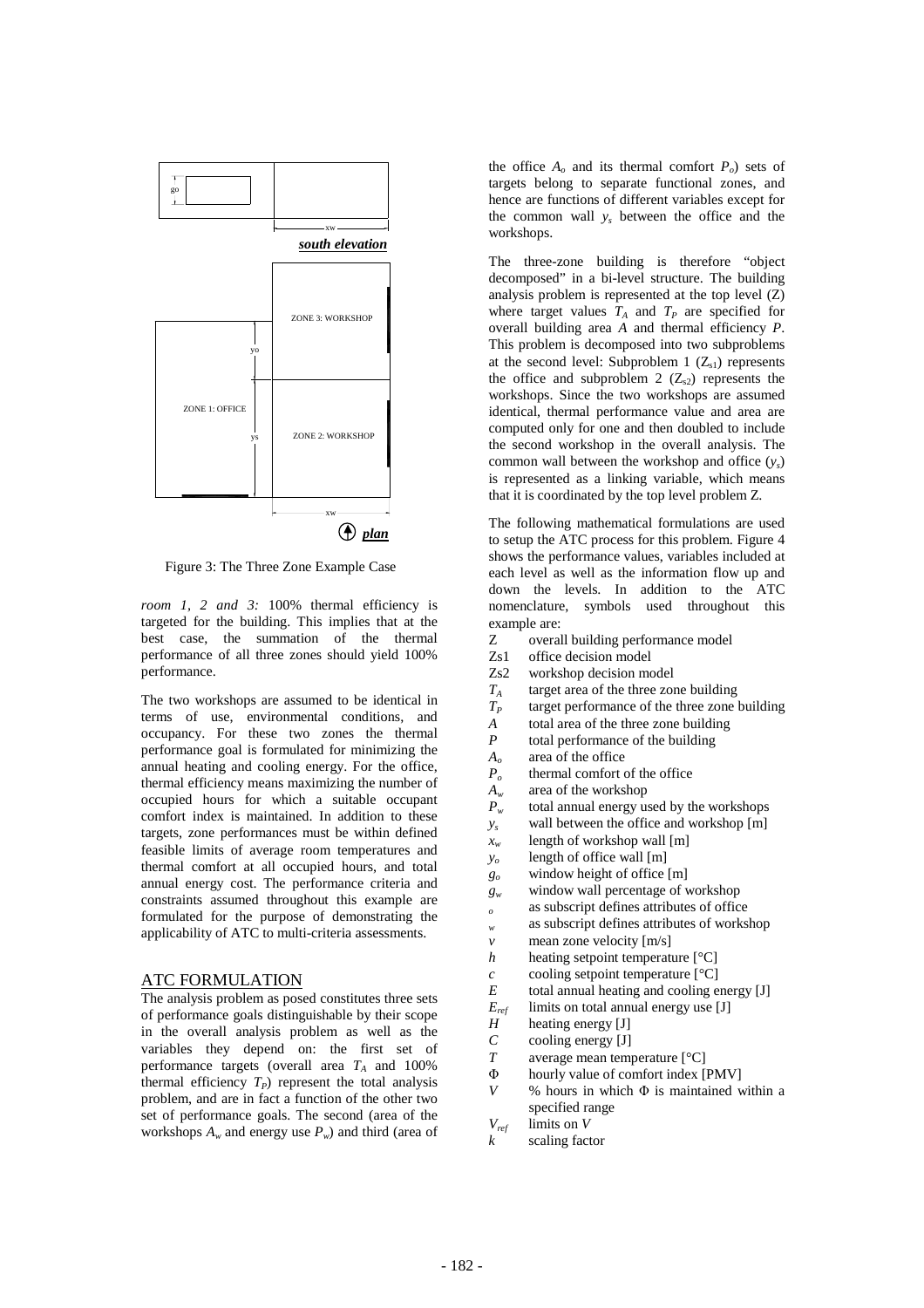Figure 3: The Three Zone Example Case

*room 1, 2 and 3:* 100% thermal efficiency is targeted for the building. This implies that at the best case, the summation of the thermal performance of all three zones should yield 100% performance.

The two workshops are assumed to be identical in terms of use, environmental conditions, and occupancy. For these two zones the thermal performance goal is formulated for minimizing the annual heating and cooling energy. For the office, thermal efficiency means maximizing the number of occupied hours for which a suitable occupant comfort index is maintained. In addition to these targets, zone performances must be within defined feasible limits of average room temperatures and thermal comfort at all occupied hours, and total annual energy cost. The performance criteria and constraints assumed throughout this example are formulated for the purpose of demonstrating the applicability of ATC to multi-criteria assessments.

## ATC FORMULATION

The analysis problem as posed constitutes three sets of performance goals distinguishable by their scope in the overall analysis problem as well as the variables they depend on: the first set of performance targets (overall area $T_A$ and 100% thermal efficiency $T_P$) represent the total analysis problem, and are in fact a function of the other two set of performance goals. The second (area of the workshops $A_w$ and energy use $P_w$) and third (area of the office $A_o$ and its thermal comfort $P_o$) sets of targets belong to separate functional zones, and hence are functions of different variables except for the common wall $y_s$ between the office and the workshops.

The three-zone building is therefore "object decomposed" in a bi-level structure. The building analysis problem is represented at the top level (Z) where target values $T_A$ and $T_P$ are specified for overall building area $A$ and thermal efficiency $P$. This problem is decomposed into two subproblems at the second level: Subproblem 1 ($Z_{s1}$) represents the office and subproblem 2 ($Z_{s2}$) represents the workshops. Since the two workshops are assumed identical, thermal performance value and area are computed only for one and then doubled to include the second workshop in the overall analysis. The common wall between the workshop and office ($y_s$) is represented as a linking variable, which means that it is coordinated by the top level problem Z.

The following mathematical formulations are used to setup the ATC process for this problem. Figure 4 shows the performance values, variables included at each level as well as the information flow up and down the levels. In addition to the ATC nomenclature, symbols used throughout this example are:

- Z overall building performance model
- Zs1 office decision model
- Zs2 workshop decision model
- $T_A$ target area of the three zone building
- $T_P$ target performance of the three zone building
- $A$ total area of the three zone building
- $P$ total performance of the building
- $A_o$ area of the office
- $P_o$ thermal comfort of the office
- $A_w$ area of the workshop
- $P_w$ total annual energy used by the workshops
- $y_s$ wall between the office and workshop [m]
- $x_w$ length of workshop wall [m]
- $y_o$ length of office wall [m]
- $g_o$ window height of office [m]
- $g_w$ window wall percentage of workshop
- $_o$ as subscript defines attributes of office
- $_w$ as subscript defines attributes of workshop
- $v$ mean zone velocity [m/s]
- $h$ heating setpoint temperature [°C]
- $c$ cooling setpoint temperature [°C]
- $E$ total annual heating and cooling energy [J]
- $E_{ref}$ limits on total annual energy use [J]
- $H$ heating energy [J]
- $C$ cooling energy [J]
- $T$ average mean temperature [°C]
- $\Phi$ hourly value of comfort index [PMV]
- $V$ % hours in which $\Phi$ is maintained within a specified range
- $V_{ref}$ limits on $V$
- $k$ scaling factor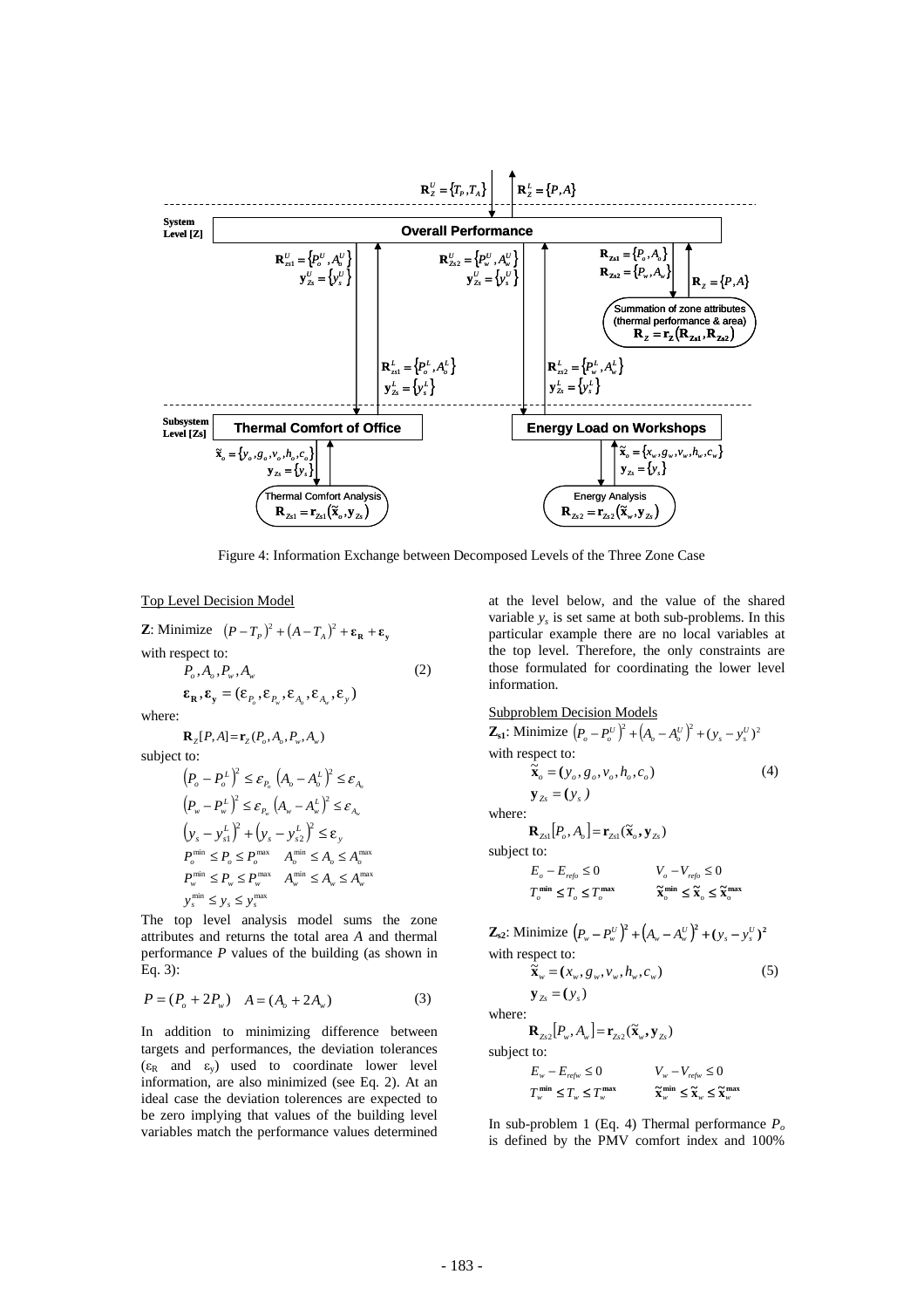Figure 4: Information Exchange between Decomposed Levels of the Three Zone Case

Top Level Decision Model

**Z**: Minimize $\left(P-T_P\right)^2+\left(A-T_A\right)^2+\boldsymbol{\varepsilon}_{\mathbf{R}}+\boldsymbol{\varepsilon}_{\mathbf{y}}$

with respect to:

$$P_o, A_o, P_w, A_w \tag{2}$$

$$\boldsymbol{\varepsilon}_{\mathbf{R}}, \boldsymbol{\varepsilon}_{\mathbf{y}} = (\varepsilon_{P_o}, \varepsilon_{P_w}, \varepsilon_{A_o}, \varepsilon_{A_w}, \varepsilon_y)$$

where:

$$\mathbf{R}_Z[P, A] = \mathbf{r}_Z(P_o, A_o, P_w, A_w)$$

subject to:

$$\left(P_o-P_o^L\right)^2 \le \varepsilon_{P_o} \quad \left(A_o-A_o^L\right)^2 \le \varepsilon_{A_o}$$

$$\left(P_w-P_w^L\right)^2 \le \varepsilon_{P_w} \quad \left(A_w-A_w^L\right)^2 \le \varepsilon_{A_w}$$

$$\left(y_s-y_{s1}^L\right)^2+\left(y_s-y_{s2}^L\right)^2 \le \varepsilon_y$$

$$P_o^{\min} \le P_o \le P_o^{\max} \quad A_o^{\min} \le A_o \le A_o^{\max}$$

$$P_w^{\min} \le P_w \le P_w^{\max} \quad A_w^{\min} \le A_w \le A_w^{\max}$$

$$y_s^{\min} \le y_s \le y_s^{\max}$$

The top level analysis model sums the zone attributes and returns the total area $A$ and thermal performance $P$ values of the building (as shown in Eq. 3):

$$P=(P_o+2P_w) \quad A=(A_o+2A_w) \tag{3}$$

In addition to minimizing difference between targets and performances, the deviation tolerances ($\varepsilon_R$ and $\varepsilon_y$) used to coordinate lower level information, are also minimized (see Eq. 2). At an ideal case the deviation tolerences are expected to be zero implying that values of the building level variables match the performance values determined at the level below, and the value of the shared variable $y_s$ is set same at both sub-problems. In this particular example there are no local variables at the top level. Therefore, the only constraints are those formulated for coordinating the lower level information.

Subproblem Decision Models

$\mathbf{Z_{s1}}$: Minimize $\left(P_o-P_o^U\right)^2+\left(A_o-A_o^U\right)^2+(y_s-y_s^U)^2$

with respect to:

$$\tilde{\mathbf{x}}_o=(y_o, g_o, v_o, h_o, c_o) \tag{4}$$

$$\mathbf{y}_{Zs}=(y_s)$$

where:

$$\mathbf{R}_{Zs1}[P_o, A_o]=\mathbf{r}_{Zs1}(\tilde{\mathbf{x}}_o, \mathbf{y}_{Zs})$$

subject to:

$$E_o-E_{refo} \le 0 \qquad V_o-V_{refo} \le 0$$

$$T_o^{\mathbf{min}} \le T_o \le T_o^{\mathbf{max}} \qquad \tilde{\mathbf{x}}_o^{\mathbf{min}} \le \tilde{\mathbf{x}}_o \le \tilde{\mathbf{x}}_o^{\mathbf{max}}$$

$\mathbf{Z_{s2}}$: Minimize $\left(P_w-P_w^U\right)^2+\left(A_w-A_w^U\right)^2+(y_s-y_s^U)^2$

with respect to:

$$\tilde{\mathbf{x}}_w=(x_w, g_w, v_w, h_w, c_w) \tag{5}$$

$$\mathbf{y}_{Zs}=(y_s)$$

where:

$$\mathbf{R}_{Zs2}[P_w, A_w]=\mathbf{r}_{Zs2}(\tilde{\mathbf{x}}_w, \mathbf{y}_{Zs})$$

subject to:

$$E_w-E_{refw} \le 0 \qquad V_w-V_{refw} \le 0$$

$$T_w^{\mathbf{min}} \le T_w \le T_w^{\mathbf{max}} \qquad \tilde{\mathbf{x}}_w^{\mathbf{min}} \le \tilde{\mathbf{x}}_w \le \tilde{\mathbf{x}}_w^{\mathbf{max}}$$

In sub-problem 1 (Eq. 4) Thermal performance $P_o$ is defined by the PMV comfort index and 100%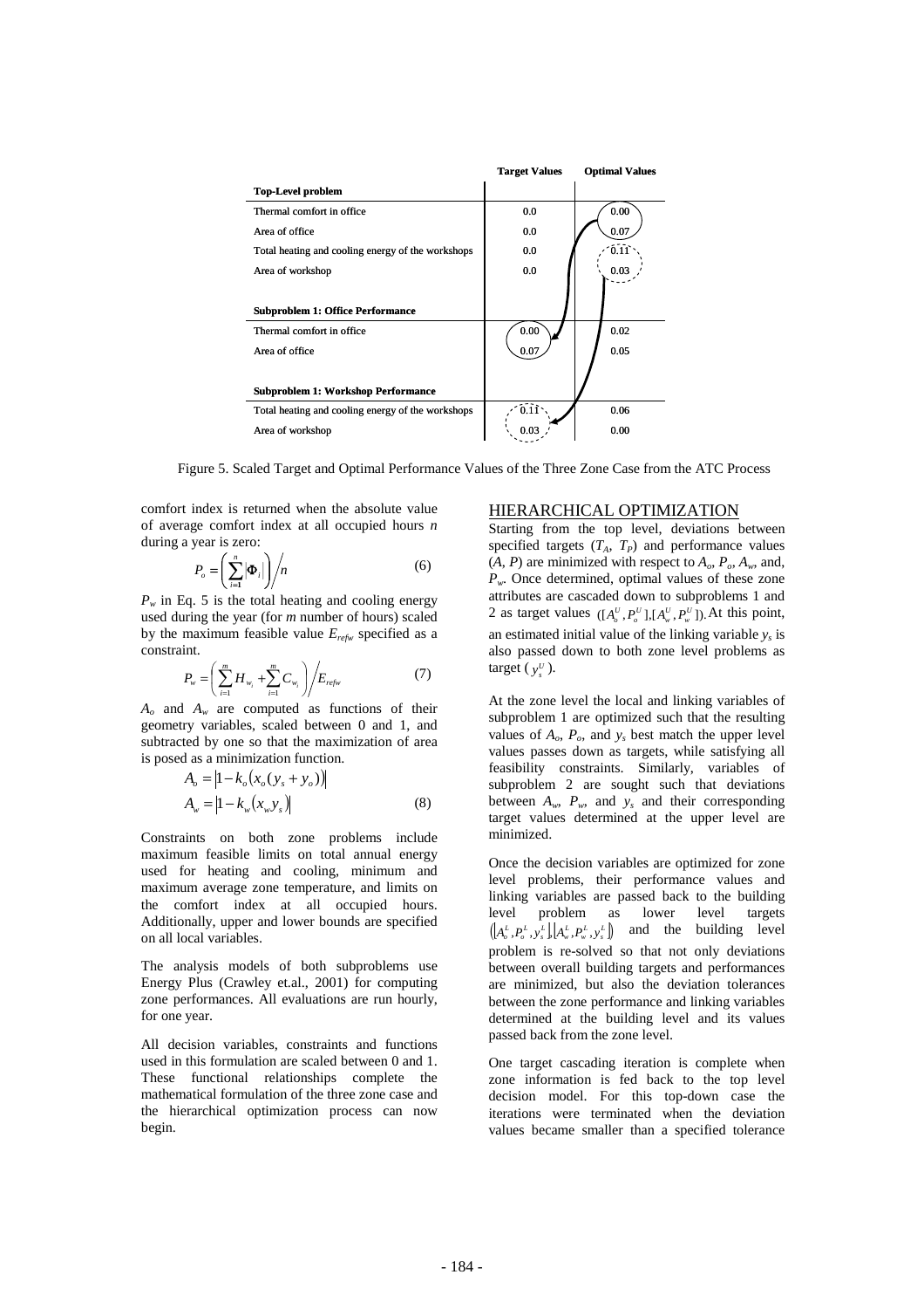|  | Target Values | Optimal Values |
|---|---|---|
| **Top-Level problem** |  |  |
| Thermal comfort in office | 0.0 | 0.00 |
| Area of office | 0.0 | 0.07 |
| Total heating and cooling energy of the workshops | 0.0 | 0.11 |
| Area of workshop | 0.0 | 0.03 |
| **Subproblem 1: Office Performance** |  |  |
| Thermal comfort in office | 0.00 | 0.02 |
| Area of office | 0.07 | 0.05 |
| **Subproblem 1: Workshop Performance** |  |  |
| Total heating and cooling energy of the workshops | 0.11 | 0.06 |
| Area of workshop | 0.03 | 0.00 |

Figure 5. Scaled Target and Optimal Performance Values of the Three Zone Case from the ATC Process

comfort index is returned when the absolute value of average comfort index at all occupied hours $n$ during a year is zero:

$$P_o = \left( \sum_{i=1}^{n} |\Phi_i| \right) \Big/ n \tag{6}$$

$P_w$ in Eq. 5 is the total heating and cooling energy used during the year (for $m$ number of hours) scaled by the maximum feasible value $E_{refw}$ specified as a constraint.

$$P_w = \left( \sum_{i=1}^{m} H_{w_i} + \sum_{i=1}^{m} C_{w_i} \right) \Big/ E_{refw} \tag{7}$$

$A_o$ and $A_w$ are computed as functions of their geometry variables, scaled between 0 and 1, and subtracted by one so that the maximization of area is posed as a minimization function.

$$A_o = \left| 1 - k_o \left( x_o (y_s + y_o) \right) \right|$$
$$A_w = \left| 1 - k_w \left( x_w y_s \right) \right| \tag{8}$$

Constraints on both zone problems include maximum feasible limits on total annual energy used for heating and cooling, minimum and maximum average zone temperature, and limits on the comfort index at all occupied hours. Additionally, upper and lower bounds are specified on all local variables.

The analysis models of both subproblems use Energy Plus (Crawley et.al., 2001) for computing zone performances. All evaluations are run hourly, for one year.

All decision variables, constraints and functions used in this formulation are scaled between 0 and 1. These functional relationships complete the mathematical formulation of the three zone case and the hierarchical optimization process can now begin.

## HIERARCHICAL OPTIMIZATION

Starting from the top level, deviations between specified targets ($T_A$, $T_P$) and performance values ($A$, $P$) are minimized with respect to $A_o$, $P_o$, $A_w$, and, $P_w$. Once determined, optimal values of these zone attributes are cascaded down to subproblems 1 and 2 as target values $([A_o^U, P_o^U], [A_w^U, P_w^U])$. At this point, an estimated initial value of the linking variable $y_s$ is also passed down to both zone level problems as target ($y_s^U$).

At the zone level the local and linking variables of subproblem 1 are optimized such that the resulting values of $A_o$, $P_o$, and $y_s$ best match the upper level values passes down as targets, while satisfying all feasibility constraints. Similarly, variables of subproblem 2 are sought such that deviations between $A_w$, $P_w$, and $y_s$ and their corresponding target values determined at the upper level are minimized.

Once the decision variables are optimized for zone level problems, their performance values and linking variables are passed back to the building level problem as lower level targets $([A_o^L, P_o^L, y_s^L], [A_w^L, P_w^L, y_s^L])$ and the building level problem is re-solved so that not only deviations between overall building targets and performances are minimized, but also the deviation tolerances between the zone performance and linking variables determined at the building level and its values passed back from the zone level.

One target cascading iteration is complete when zone information is fed back to the top level decision model. For this top-down case the iterations were terminated when the deviation values became smaller than a specified tolerance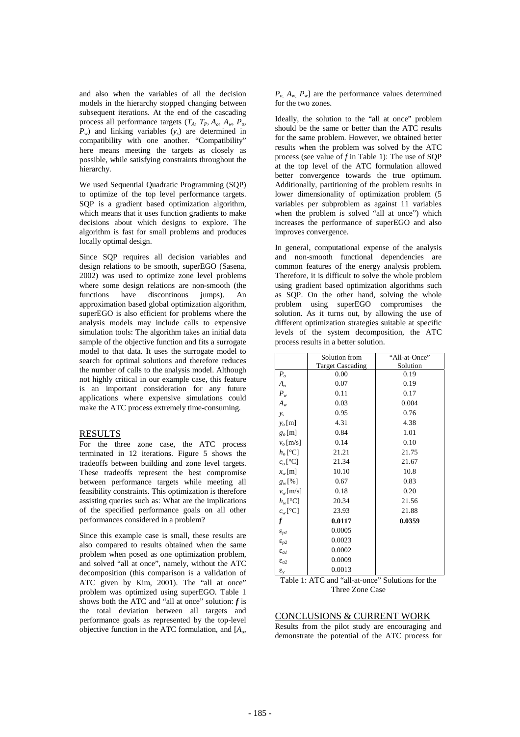and also when the variables of all the decision models in the hierarchy stopped changing between subsequent iterations. At the end of the cascading process all performance targets ($T_A$, $T_P$, $A_o$, $A_w$, $P_o$, $P_w$) and linking variables ($y_s$) are determined in compatibility with one another. "Compatibility" here means meeting the targets as closely as possible, while satisfying constraints throughout the hierarchy.

We used Sequential Quadratic Programming (SQP) to optimize of the top level performance targets. SQP is a gradient based optimization algorithm, which means that it uses function gradients to make decisions about which designs to explore. The algorithm is fast for small problems and produces locally optimal design.

Since SQP requires all decision variables and design relations to be smooth, superEGO (Sasena, 2002) was used to optimize zone level problems where some design relations are non-smooth (the functions have discontinous jumps). An approximation based global optimization algorithm, superEGO is also efficient for problems where the analysis models may include calls to expensive simulation tools: The algorithm takes an initial data sample of the objective function and fits a surrogate model to that data. It uses the surrogate model to search for optimal solutions and therefore reduces the number of calls to the analysis model. Although not highly critical in our example case, this feature is an important consideration for any future applications where expensive simulations could make the ATC process extremely time-consuming.

## RESULTS

For the three zone case, the ATC process terminated in 12 iterations. Figure 5 shows the tradeoffs between building and zone level targets. These tradeoffs represent the best compromise between performance targets while meeting all feasibility constraints. This optimization is therefore assisting queries such as: What are the implications of the specified performance goals on all other performances considered in a problem?

Since this example case is small, these results are also compared to results obtained when the same problem when posed as one optimization problem, and solved "all at once", namely, without the ATC decomposition (this comparison is a validation of ATC given by Kim, 2001). The "all at once" problem was optimized using superEGO. Table 1 shows both the ATC and "all at once" solution: ***f*** is the total deviation between all targets and performance goals as represented by the top-level objective function in the ATC formulation, and [$A_o$, $P_o$, $A_w$, $P_w$] are the performance values determined for the two zones.

Ideally, the solution to the "all at once" problem should be the same or better than the ATC results for the same problem. However, we obtained better results when the problem was solved by the ATC process (see value of $f$ in Table 1): The use of SQP at the top level of the ATC formulation allowed better convergence towards the true optimum. Additionally, partitioning of the problem results in lower dimensionality of optimization problem (5 variables per subproblem as against 11 variables when the problem is solved "all at once") which increases the performance of superEGO and also improves convergence.

In general, computational expense of the analysis and non-smooth functional dependencies are common features of the energy analysis problem. Therefore, it is difficult to solve the whole problem using gradient based optimization algorithms such as SQP. On the other hand, solving the whole problem using superEGO compromises the solution. As it turns out, by allowing the use of different optimization strategies suitable at specific levels of the system decomposition, the ATC process results in a better solution.

| | Solution from Target Cascading | "All-at-Once" Solution |
|---|---|---|
| $P_o$ | 0.00 | 0.19 |
| $A_o$ | 0.07 | 0.19 |
| $P_w$ | 0.11 | 0.17 |
| $A_w$ | 0.03 | 0.004 |
| $y_s$ | 0.95 | 0.76 |
| $y_o$ [m] | 4.31 | 4.38 |
| $g_o$ [m] | 0.84 | 1.01 |
| $v_o$ [m/s] | 0.14 | 0.10 |
| $h_o$ [°C] | 21.21 | 21.75 |
| $c_o$ [°C] | 21.34 | 21.67 |
| $x_w$ [m] | 10.10 | 10.8 |
| $g_w$ [%] | 0.67 | 0.83 |
| $v_w$ [m/s] | 0.18 | 0.20 |
| $h_w$ [°C] | 20.34 | 21.56 |
| $c_w$ [°C] | 23.93 | 21.88 |
| ***f*** | **0.0117** | **0.0359** |
| $\varepsilon_{p1}$ | 0.0005 | |
| $\varepsilon_{p2}$ | 0.0023 | |
| $\varepsilon_{a1}$ | 0.0002 | |
| $\varepsilon_{a2}$ | 0.0009 | |
| $\varepsilon_y$ | 0.0013 | |

Table 1: ATC and "all-at-once" Solutions for the Three Zone Case

## CONCLUSIONS & CURRENT WORK

Results from the pilot study are encouraging and demonstrate the potential of the ATC process for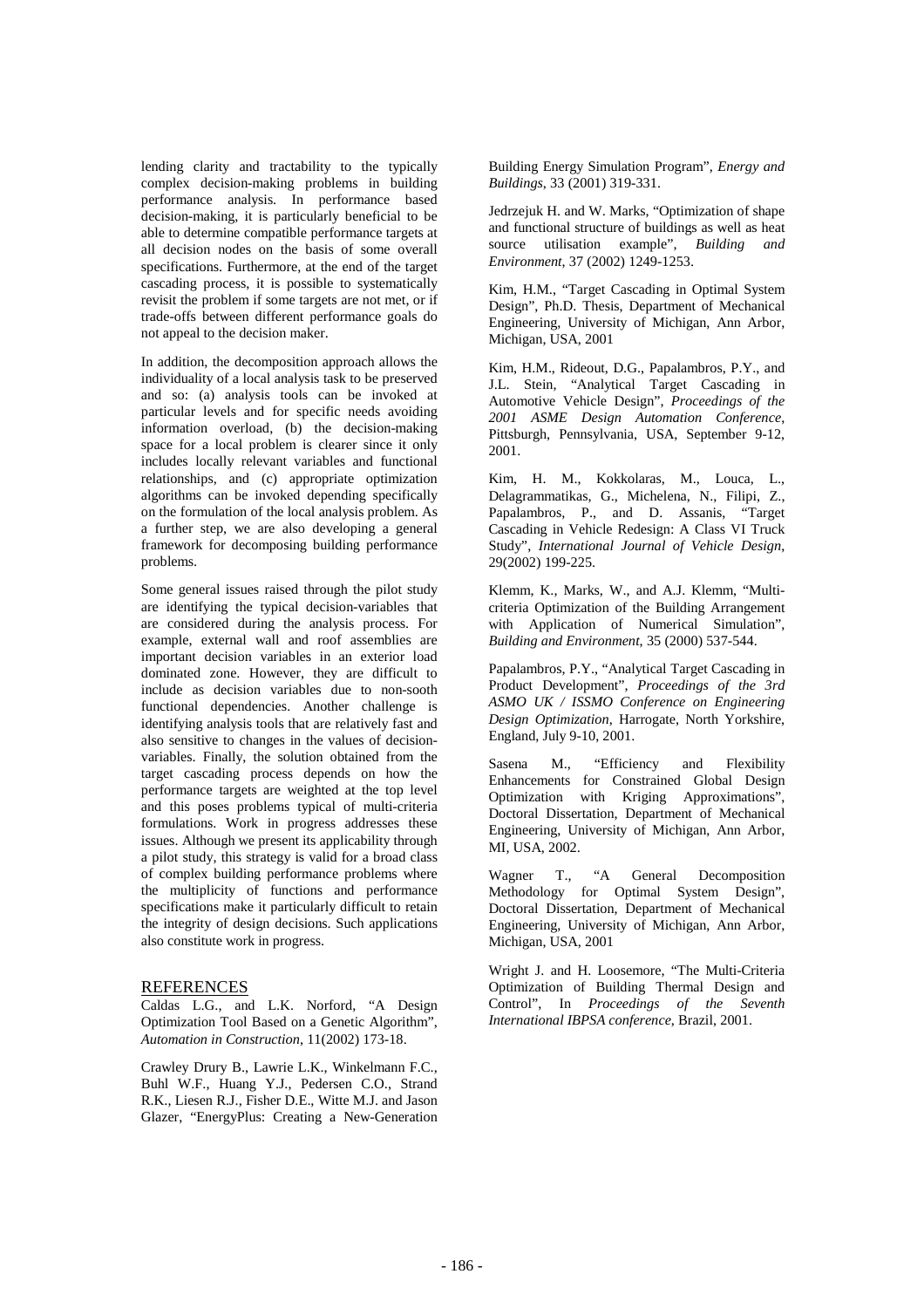lending clarity and tractability to the typically complex decision-making problems in building performance analysis. In performance based decision-making, it is particularly beneficial to be able to determine compatible performance targets at all decision nodes on the basis of some overall specifications. Furthermore, at the end of the target cascading process, it is possible to systematically revisit the problem if some targets are not met, or if trade-offs between different performance goals do not appeal to the decision maker.

In addition, the decomposition approach allows the individuality of a local analysis task to be preserved and so: (a) analysis tools can be invoked at particular levels and for specific needs avoiding information overload, (b) the decision-making space for a local problem is clearer since it only includes locally relevant variables and functional relationships, and (c) appropriate optimization algorithms can be invoked depending specifically on the formulation of the local analysis problem. As a further step, we are also developing a general framework for decomposing building performance problems.

Some general issues raised through the pilot study are identifying the typical decision-variables that are considered during the analysis process. For example, external wall and roof assemblies are important decision variables in an exterior load dominated zone. However, they are difficult to include as decision variables due to non-sooth functional dependencies. Another challenge is identifying analysis tools that are relatively fast and also sensitive to changes in the values of decision-variables. Finally, the solution obtained from the target cascading process depends on how the performance targets are weighted at the top level and this poses problems typical of multi-criteria formulations. Work in progress addresses these issues. Although we present its applicability through a pilot study, this strategy is valid for a broad class of complex building performance problems where the multiplicity of functions and performance specifications make it particularly difficult to retain the integrity of design decisions. Such applications also constitute work in progress.

## REFERENCES

Caldas L.G., and L.K. Norford, "A Design Optimization Tool Based on a Genetic Algorithm", *Automation in Construction*, 11(2002) 173-18.

Crawley Drury B., Lawrie L.K., Winkelmann F.C., Buhl W.F., Huang Y.J., Pedersen C.O., Strand R.K., Liesen R.J., Fisher D.E., Witte M.J. and Jason Glazer, "EnergyPlus: Creating a New-Generation Building Energy Simulation Program", *Energy and Buildings*, 33 (2001) 319-331.

Jedrzejuk H. and W. Marks, "Optimization of shape and functional structure of buildings as well as heat source utilisation example", *Building and Environment*, 37 (2002) 1249-1253.

Kim, H.M., "Target Cascading in Optimal System Design", Ph.D. Thesis, Department of Mechanical Engineering, University of Michigan, Ann Arbor, Michigan, USA, 2001

Kim, H.M., Rideout, D.G., Papalambros, P.Y., and J.L. Stein, "Analytical Target Cascading in Automotive Vehicle Design", *Proceedings of the 2001 ASME Design Automation Conference*, Pittsburgh, Pennsylvania, USA, September 9-12, 2001.

Kim, H. M., Kokkolaras, M., Louca, L., Delagrammatikas, G., Michelena, N., Filipi, Z., Papalambros, P., and D. Assanis, "Target Cascading in Vehicle Redesign: A Class VI Truck Study", *International Journal of Vehicle Design*, 29(2002) 199-225.

Klemm, K., Marks, W., and A.J. Klemm, "Multi-criteria Optimization of the Building Arrangement with Application of Numerical Simulation", *Building and Environment*, 35 (2000) 537-544.

Papalambros, P.Y., "Analytical Target Cascading in Product Development", *Proceedings of the 3rd ASMO UK / ISSMO Conference on Engineering Design Optimization*, Harrogate, North Yorkshire, England, July 9-10, 2001.

Sasena M., "Efficiency and Flexibility Enhancements for Constrained Global Design Optimization with Kriging Approximations", Doctoral Dissertation, Department of Mechanical Engineering, University of Michigan, Ann Arbor, MI, USA, 2002.

Wagner T., "A General Decomposition Methodology for Optimal System Design", Doctoral Dissertation, Department of Mechanical Engineering, University of Michigan, Ann Arbor, Michigan, USA, 2001

Wright J. and H. Loosemore, "The Multi-Criteria Optimization of Building Thermal Design and Control", In *Proceedings of the Seventh International IBPSA conference*, Brazil, 2001.